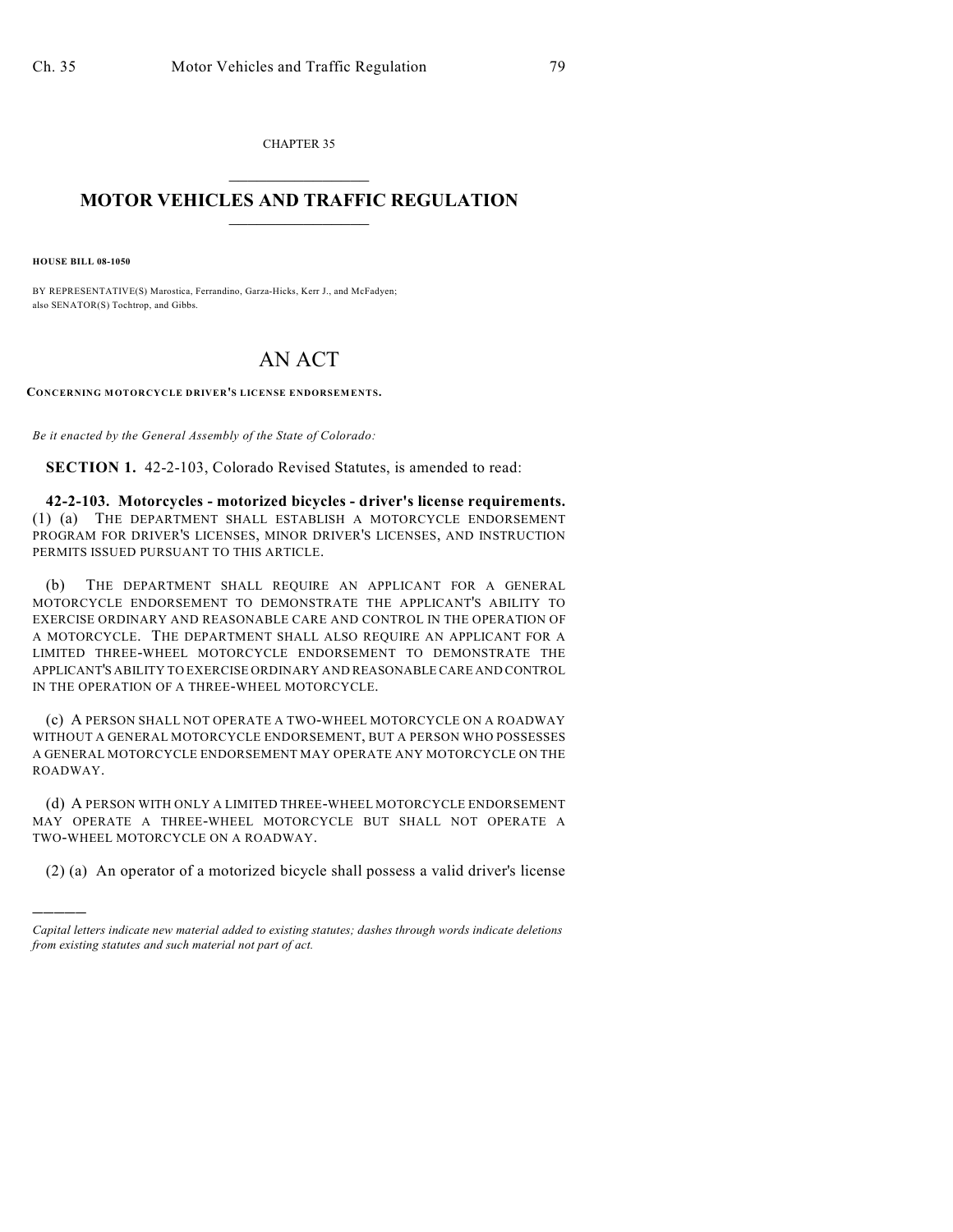CHAPTER 35

# MOTOR VEHICLES AND TRAFFIC REGULATION

**HOUSE BILL 08-1050**

BY REPRESENTATIVE(S) Marostica, Ferrandino, Garza-Hicks, Kerr J., and McFadyen; also SENATOR(S) Tochtrop, and Gibbs.

# AN ACT

**CONCERNING MOTORCYCLE DRIVER'S LICENSE ENDORSEMENTS.**

*Be it enacted by the General Assembly of the State of Colorado:*

**SECTION 1.** 42-2-103, Colorado Revised Statutes, is amended to read:

**42-2-103. Motorcycles - motorized bicycles - driver's license requirements.** (1) (a) THE DEPARTMENT SHALL ESTABLISH A MOTORCYCLE ENDORSEMENT PROGRAM FOR DRIVER'S LICENSES, MINOR DRIVER'S LICENSES, AND INSTRUCTION PERMITS ISSUED PURSUANT TO THIS ARTICLE.

(b) THE DEPARTMENT SHALL REQUIRE AN APPLICANT FOR A GENERAL MOTORCYCLE ENDORSEMENT TO DEMONSTRATE THE APPLICANT'S ABILITY TO EXERCISE ORDINARY AND REASONABLE CARE AND CONTROL IN THE OPERATION OF A MOTORCYCLE. THE DEPARTMENT SHALL ALSO REQUIRE AN APPLICANT FOR A LIMITED THREE-WHEEL MOTORCYCLE ENDORSEMENT TO DEMONSTRATE THE APPLICANT'S ABILITY TO EXERCISE ORDINARY AND REASONABLE CARE AND CONTROL IN THE OPERATION OF A THREE-WHEEL MOTORCYCLE.

(c) A PERSON SHALL NOT OPERATE A TWO-WHEEL MOTORCYCLE ON A ROADWAY WITHOUT A GENERAL MOTORCYCLE ENDORSEMENT, BUT A PERSON WHO POSSESSES A GENERAL MOTORCYCLE ENDORSEMENT MAY OPERATE ANY MOTORCYCLE ON THE ROADWAY.

(d) A PERSON WITH ONLY A LIMITED THREE-WHEEL MOTORCYCLE ENDORSEMENT MAY OPERATE A THREE-WHEEL MOTORCYCLE BUT SHALL NOT OPERATE A TWO-WHEEL MOTORCYCLE ON A ROADWAY.

(2) (a) An operator of a motorized bicycle shall possess a valid driver's license

---

*Capital letters indicate new material added to existing statutes; dashes through words indicate deletions from existing statutes and such material not part of act.*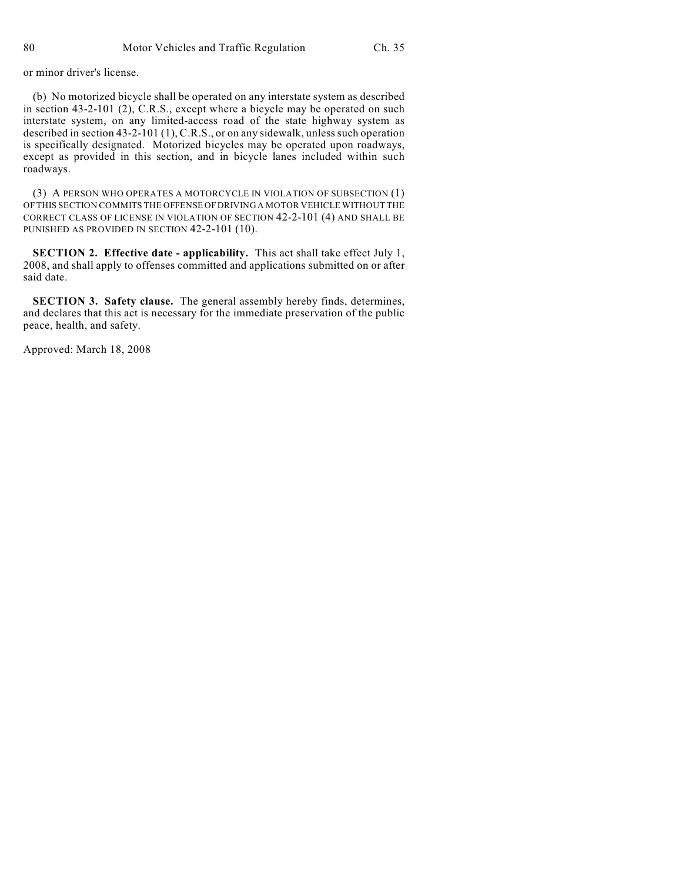or minor driver's license.

(b) No motorized bicycle shall be operated on any interstate system as described in section 43-2-101 (2), C.R.S., except where a bicycle may be operated on such interstate system, on any limited-access road of the state highway system as described in section 43-2-101 (1), C.R.S., or on any sidewalk, unless such operation is specifically designated. Motorized bicycles may be operated upon roadways, except as provided in this section, and in bicycle lanes included within such roadways.

(3) A PERSON WHO OPERATES A MOTORCYCLE IN VIOLATION OF SUBSECTION (1) OF THIS SECTION COMMITS THE OFFENSE OF DRIVING A MOTOR VEHICLE WITHOUT THE CORRECT CLASS OF LICENSE IN VIOLATION OF SECTION 42-2-101 (4) AND SHALL BE PUNISHED AS PROVIDED IN SECTION 42-2-101 (10).

**SECTION 2. Effective date - applicability.** This act shall take effect July 1, 2008, and shall apply to offenses committed and applications submitted on or after said date.

**SECTION 3. Safety clause.** The general assembly hereby finds, determines, and declares that this act is necessary for the immediate preservation of the public peace, health, and safety.

Approved: March 18, 2008